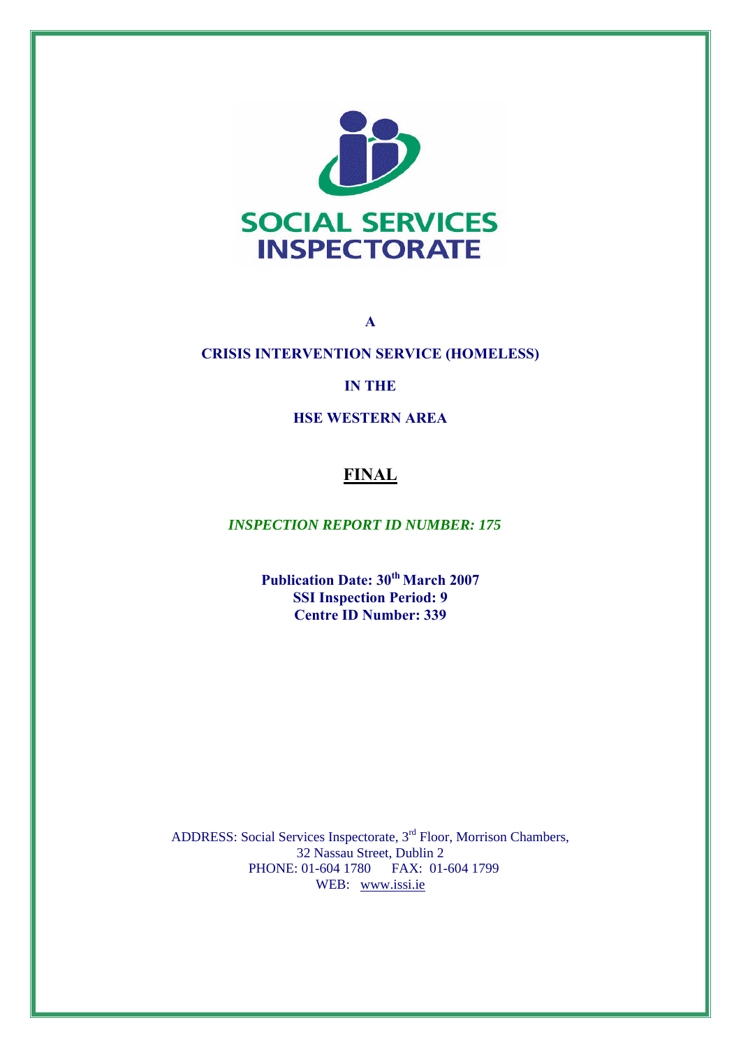SOCIAL SERVICES INSPECTORATE

**A**

**CRISIS INTERVENTION SERVICE (HOMELESS)**

**IN THE**

**HSE WESTERN AREA**

# FINAL

***INSPECTION REPORT ID NUMBER: 175***

**Publication Date: 30th March 2007**
**SSI Inspection Period: 9**
**Centre ID Number: 339**

ADDRESS: Social Services Inspectorate, 3rd Floor, Morrison Chambers,
32 Nassau Street, Dublin 2
PHONE: 01-604 1780 FAX: 01-604 1799
WEB: www.issi.ie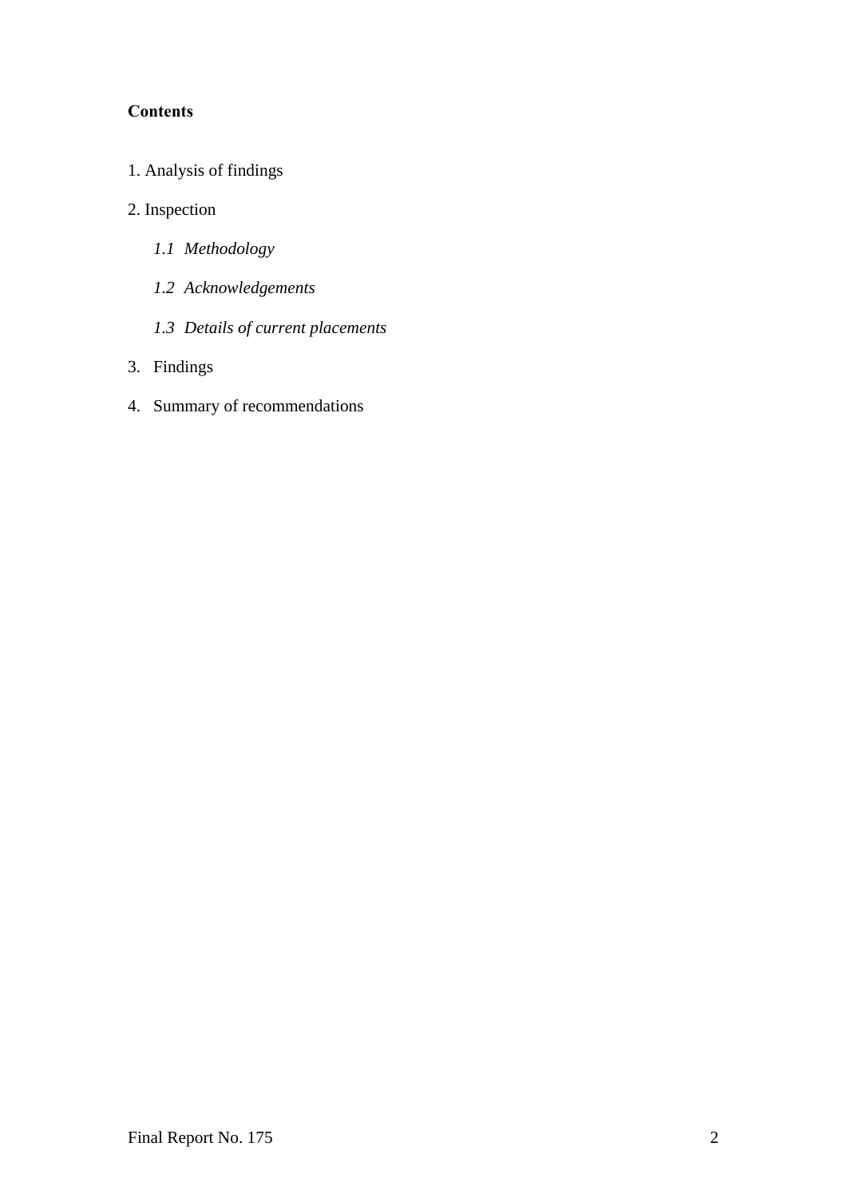**Contents**

1. Analysis of findings

2. Inspection

   *1.1 Methodology*

   *1.2 Acknowledgements*

   *1.3 Details of current placements*

3. Findings

4. Summary of recommendations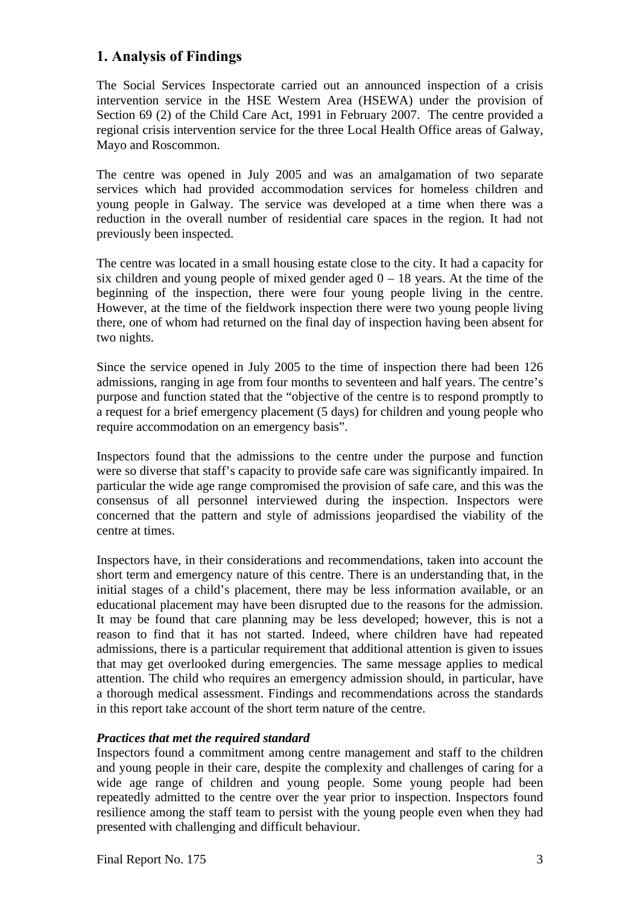## 1. Analysis of Findings

The Social Services Inspectorate carried out an announced inspection of a crisis intervention service in the HSE Western Area (HSEWA) under the provision of Section 69 (2) of the Child Care Act, 1991 in February 2007. The centre provided a regional crisis intervention service for the three Local Health Office areas of Galway, Mayo and Roscommon.

The centre was opened in July 2005 and was an amalgamation of two separate services which had provided accommodation services for homeless children and young people in Galway. The service was developed at a time when there was a reduction in the overall number of residential care spaces in the region. It had not previously been inspected.

The centre was located in a small housing estate close to the city. It had a capacity for six children and young people of mixed gender aged 0 – 18 years. At the time of the beginning of the inspection, there were four young people living in the centre. However, at the time of the fieldwork inspection there were two young people living there, one of whom had returned on the final day of inspection having been absent for two nights.

Since the service opened in July 2005 to the time of inspection there had been 126 admissions, ranging in age from four months to seventeen and half years. The centre's purpose and function stated that the "objective of the centre is to respond promptly to a request for a brief emergency placement (5 days) for children and young people who require accommodation on an emergency basis".

Inspectors found that the admissions to the centre under the purpose and function were so diverse that staff's capacity to provide safe care was significantly impaired. In particular the wide age range compromised the provision of safe care, and this was the consensus of all personnel interviewed during the inspection. Inspectors were concerned that the pattern and style of admissions jeopardised the viability of the centre at times.

Inspectors have, in their considerations and recommendations, taken into account the short term and emergency nature of this centre. There is an understanding that, in the initial stages of a child's placement, there may be less information available, or an educational placement may have been disrupted due to the reasons for the admission. It may be found that care planning may be less developed; however, this is not a reason to find that it has not started. Indeed, where children have had repeated admissions, there is a particular requirement that additional attention is given to issues that may get overlooked during emergencies. The same message applies to medical attention. The child who requires an emergency admission should, in particular, have a thorough medical assessment. Findings and recommendations across the standards in this report take account of the short term nature of the centre.

***Practices that met the required standard***

Inspectors found a commitment among centre management and staff to the children and young people in their care, despite the complexity and challenges of caring for a wide age range of children and young people. Some young people had been repeatedly admitted to the centre over the year prior to inspection. Inspectors found resilience among the staff team to persist with the young people even when they had presented with challenging and difficult behaviour.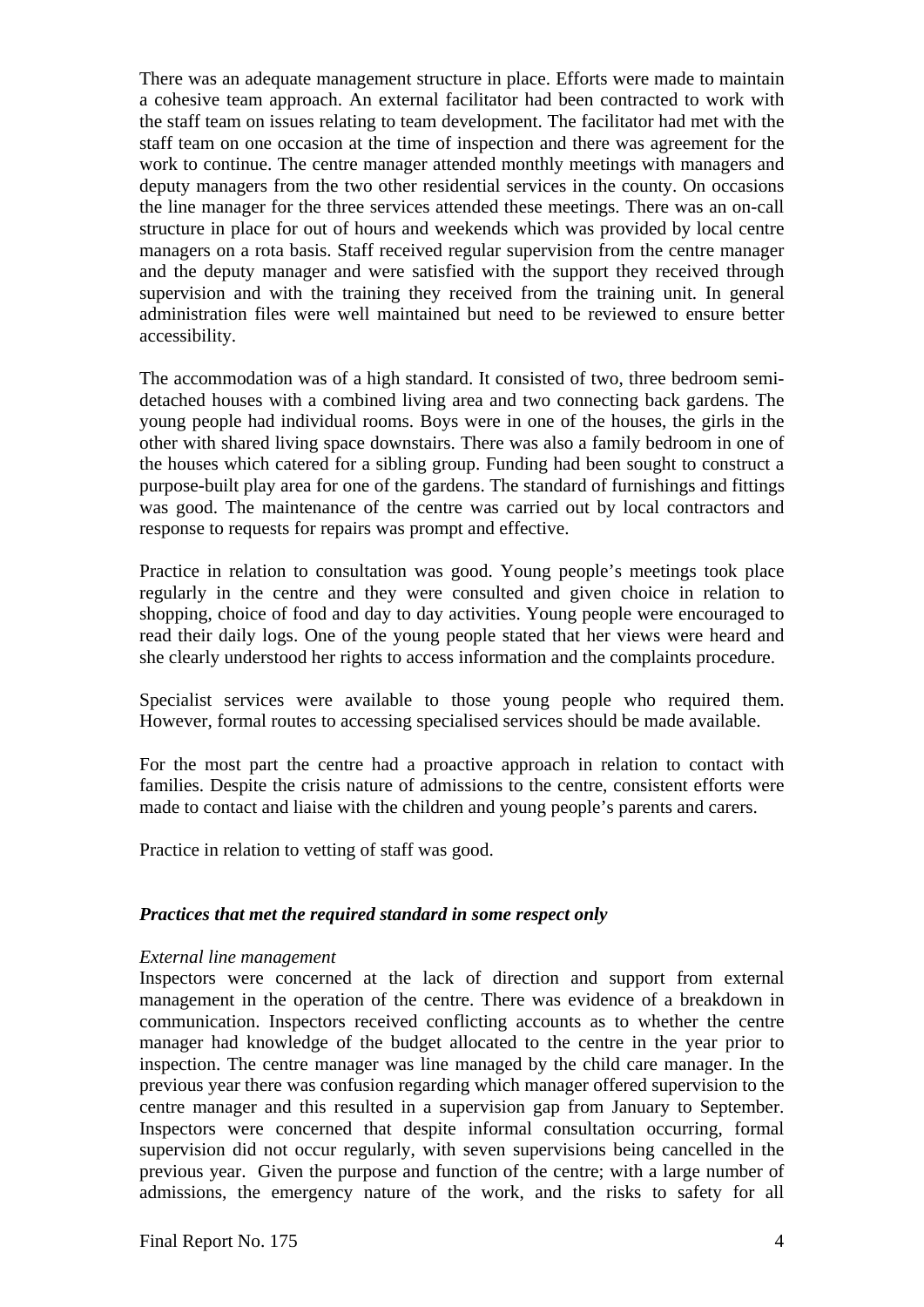There was an adequate management structure in place. Efforts were made to maintain a cohesive team approach. An external facilitator had been contracted to work with the staff team on issues relating to team development. The facilitator had met with the staff team on one occasion at the time of inspection and there was agreement for the work to continue. The centre manager attended monthly meetings with managers and deputy managers from the two other residential services in the county. On occasions the line manager for the three services attended these meetings. There was an on-call structure in place for out of hours and weekends which was provided by local centre managers on a rota basis. Staff received regular supervision from the centre manager and the deputy manager and were satisfied with the support they received through supervision and with the training they received from the training unit. In general administration files were well maintained but need to be reviewed to ensure better accessibility.

The accommodation was of a high standard. It consisted of two, three bedroom semi-detached houses with a combined living area and two connecting back gardens. The young people had individual rooms. Boys were in one of the houses, the girls in the other with shared living space downstairs. There was also a family bedroom in one of the houses which catered for a sibling group. Funding had been sought to construct a purpose-built play area for one of the gardens. The standard of furnishings and fittings was good. The maintenance of the centre was carried out by local contractors and response to requests for repairs was prompt and effective.

Practice in relation to consultation was good. Young people's meetings took place regularly in the centre and they were consulted and given choice in relation to shopping, choice of food and day to day activities. Young people were encouraged to read their daily logs. One of the young people stated that her views were heard and she clearly understood her rights to access information and the complaints procedure.

Specialist services were available to those young people who required them. However, formal routes to accessing specialised services should be made available.

For the most part the centre had a proactive approach in relation to contact with families. Despite the crisis nature of admissions to the centre, consistent efforts were made to contact and liaise with the children and young people's parents and carers.

Practice in relation to vetting of staff was good.

### *Practices that met the required standard in some respect only*

*External line management*

Inspectors were concerned at the lack of direction and support from external management in the operation of the centre. There was evidence of a breakdown in communication. Inspectors received conflicting accounts as to whether the centre manager had knowledge of the budget allocated to the centre in the year prior to inspection. The centre manager was line managed by the child care manager. In the previous year there was confusion regarding which manager offered supervision to the centre manager and this resulted in a supervision gap from January to September. Inspectors were concerned that despite informal consultation occurring, formal supervision did not occur regularly, with seven supervisions being cancelled in the previous year. Given the purpose and function of the centre; with a large number of admissions, the emergency nature of the work, and the risks to safety for all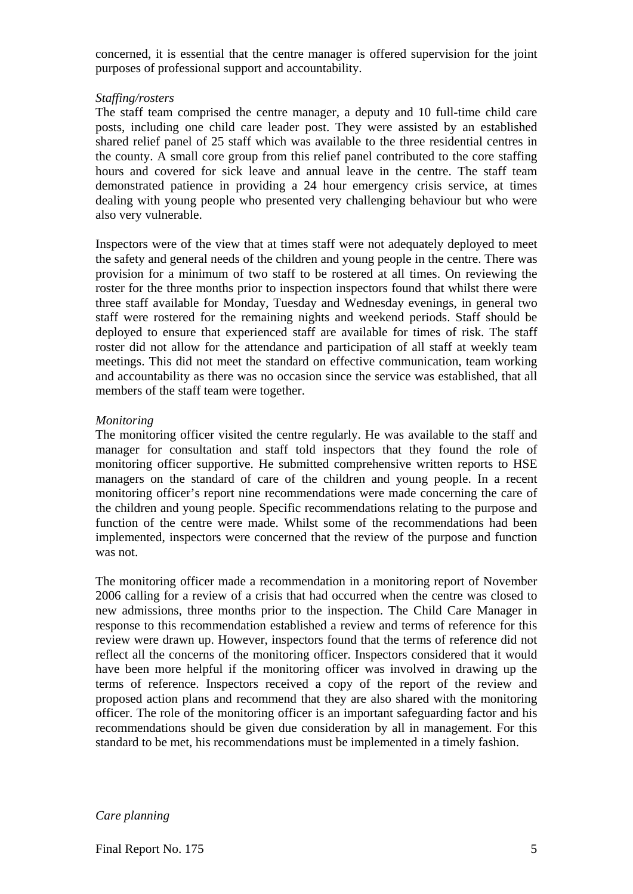concerned, it is essential that the centre manager is offered supervision for the joint purposes of professional support and accountability.

*Staffing/rosters*

The staff team comprised the centre manager, a deputy and 10 full-time child care posts, including one child care leader post. They were assisted by an established shared relief panel of 25 staff which was available to the three residential centres in the county. A small core group from this relief panel contributed to the core staffing hours and covered for sick leave and annual leave in the centre. The staff team demonstrated patience in providing a 24 hour emergency crisis service, at times dealing with young people who presented very challenging behaviour but who were also very vulnerable.

Inspectors were of the view that at times staff were not adequately deployed to meet the safety and general needs of the children and young people in the centre. There was provision for a minimum of two staff to be rostered at all times. On reviewing the roster for the three months prior to inspection inspectors found that whilst there were three staff available for Monday, Tuesday and Wednesday evenings, in general two staff were rostered for the remaining nights and weekend periods. Staff should be deployed to ensure that experienced staff are available for times of risk. The staff roster did not allow for the attendance and participation of all staff at weekly team meetings. This did not meet the standard on effective communication, team working and accountability as there was no occasion since the service was established, that all members of the staff team were together.

*Monitoring*

The monitoring officer visited the centre regularly. He was available to the staff and manager for consultation and staff told inspectors that they found the role of monitoring officer supportive. He submitted comprehensive written reports to HSE managers on the standard of care of the children and young people. In a recent monitoring officer's report nine recommendations were made concerning the care of the children and young people. Specific recommendations relating to the purpose and function of the centre were made. Whilst some of the recommendations had been implemented, inspectors were concerned that the review of the purpose and function was not.

The monitoring officer made a recommendation in a monitoring report of November 2006 calling for a review of a crisis that had occurred when the centre was closed to new admissions, three months prior to the inspection. The Child Care Manager in response to this recommendation established a review and terms of reference for this review were drawn up. However, inspectors found that the terms of reference did not reflect all the concerns of the monitoring officer. Inspectors considered that it would have been more helpful if the monitoring officer was involved in drawing up the terms of reference. Inspectors received a copy of the report of the review and proposed action plans and recommend that they are also shared with the monitoring officer. The role of the monitoring officer is an important safeguarding factor and his recommendations should be given due consideration by all in management. For this standard to be met, his recommendations must be implemented in a timely fashion.

*Care planning*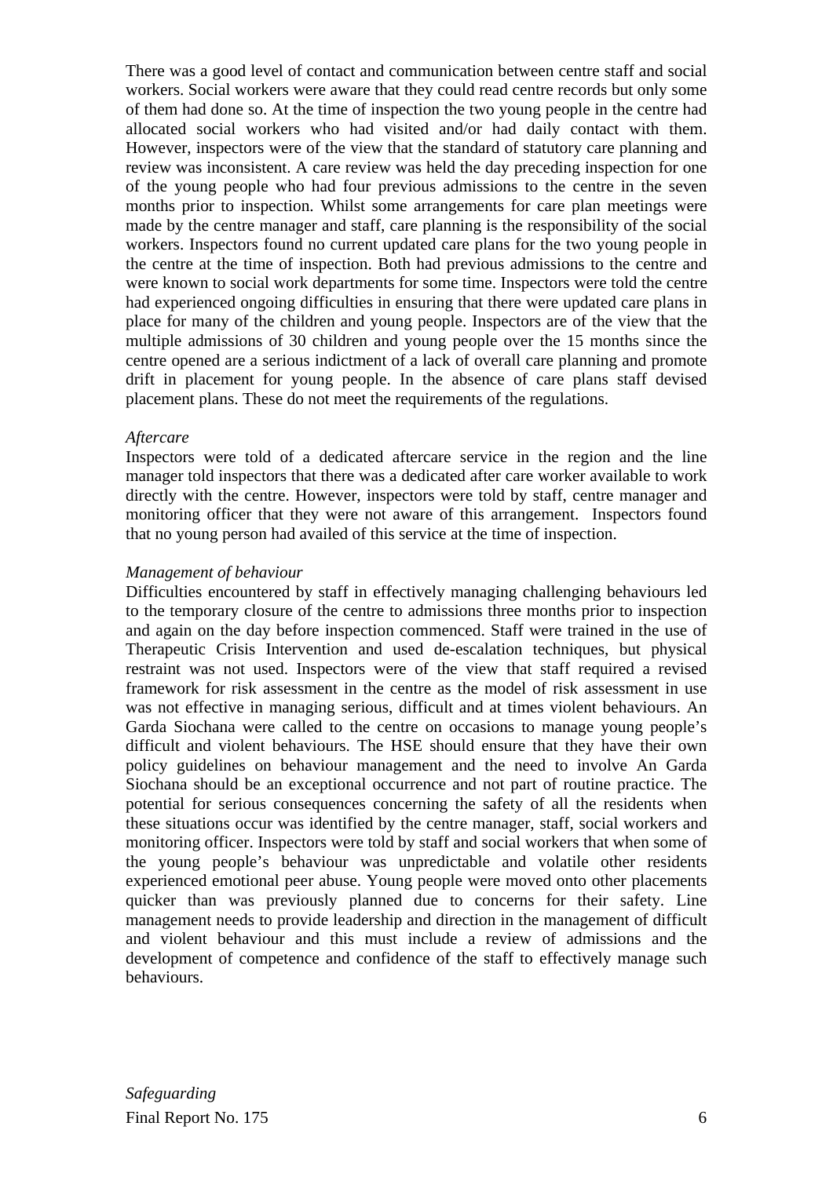There was a good level of contact and communication between centre staff and social workers. Social workers were aware that they could read centre records but only some of them had done so. At the time of inspection the two young people in the centre had allocated social workers who had visited and/or had daily contact with them. However, inspectors were of the view that the standard of statutory care planning and review was inconsistent. A care review was held the day preceding inspection for one of the young people who had four previous admissions to the centre in the seven months prior to inspection. Whilst some arrangements for care plan meetings were made by the centre manager and staff, care planning is the responsibility of the social workers. Inspectors found no current updated care plans for the two young people in the centre at the time of inspection. Both had previous admissions to the centre and were known to social work departments for some time. Inspectors were told the centre had experienced ongoing difficulties in ensuring that there were updated care plans in place for many of the children and young people. Inspectors are of the view that the multiple admissions of 30 children and young people over the 15 months since the centre opened are a serious indictment of a lack of overall care planning and promote drift in placement for young people. In the absence of care plans staff devised placement plans. These do not meet the requirements of the regulations.

*Aftercare*

Inspectors were told of a dedicated aftercare service in the region and the line manager told inspectors that there was a dedicated after care worker available to work directly with the centre. However, inspectors were told by staff, centre manager and monitoring officer that they were not aware of this arrangement. Inspectors found that no young person had availed of this service at the time of inspection.

*Management of behaviour*

Difficulties encountered by staff in effectively managing challenging behaviours led to the temporary closure of the centre to admissions three months prior to inspection and again on the day before inspection commenced. Staff were trained in the use of Therapeutic Crisis Intervention and used de-escalation techniques, but physical restraint was not used. Inspectors were of the view that staff required a revised framework for risk assessment in the centre as the model of risk assessment in use was not effective in managing serious, difficult and at times violent behaviours. An Garda Siochana were called to the centre on occasions to manage young people's difficult and violent behaviours. The HSE should ensure that they have their own policy guidelines on behaviour management and the need to involve An Garda Siochana should be an exceptional occurrence and not part of routine practice. The potential for serious consequences concerning the safety of all the residents when these situations occur was identified by the centre manager, staff, social workers and monitoring officer. Inspectors were told by staff and social workers that when some of the young people's behaviour was unpredictable and volatile other residents experienced emotional peer abuse. Young people were moved onto other placements quicker than was previously planned due to concerns for their safety. Line management needs to provide leadership and direction in the management of difficult and violent behaviour and this must include a review of admissions and the development of competence and confidence of the staff to effectively manage such behaviours.

*Safeguarding*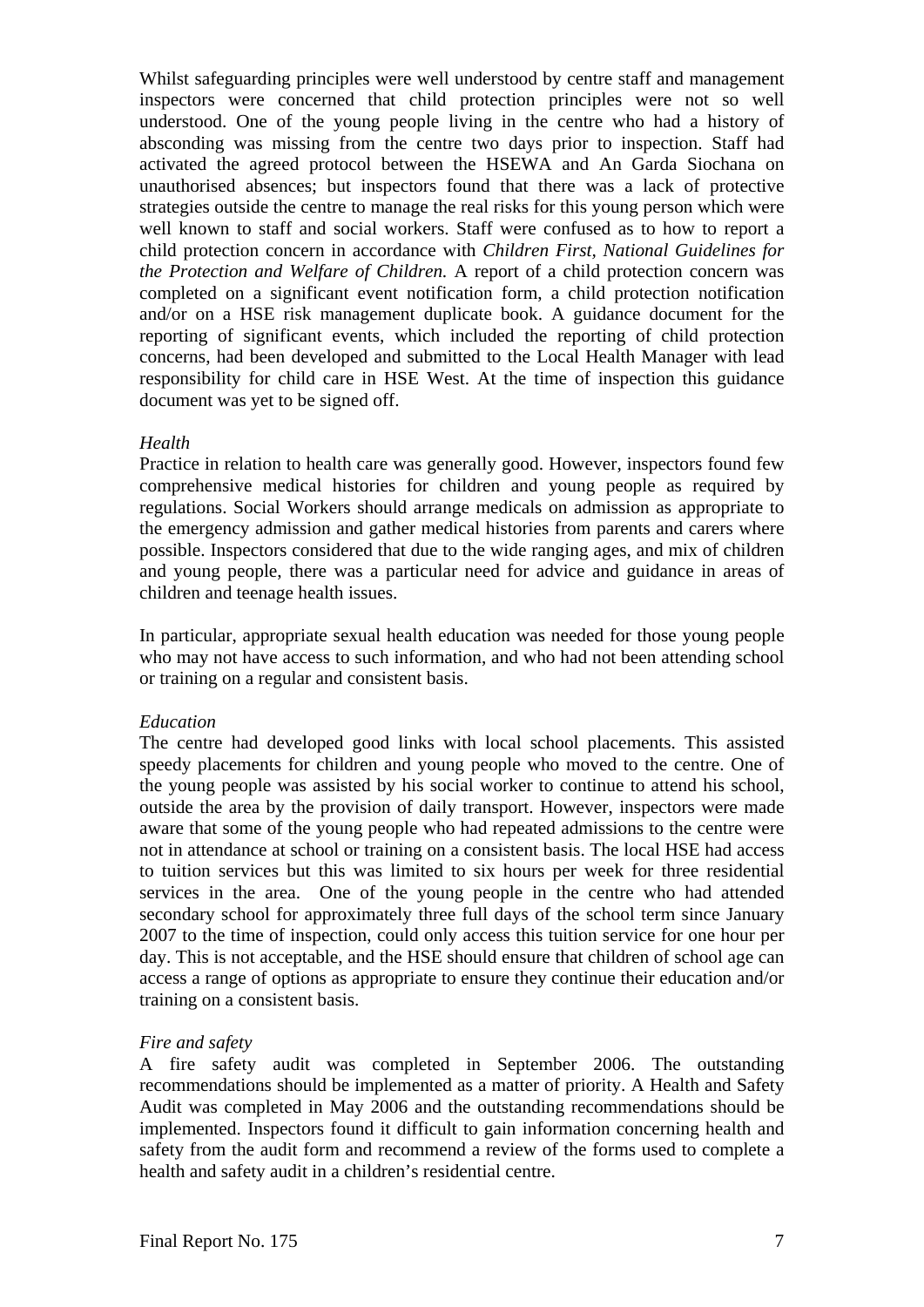Whilst safeguarding principles were well understood by centre staff and management inspectors were concerned that child protection principles were not so well understood. One of the young people living in the centre who had a history of absconding was missing from the centre two days prior to inspection. Staff had activated the agreed protocol between the HSEWA and An Garda Siochana on unauthorised absences; but inspectors found that there was a lack of protective strategies outside the centre to manage the real risks for this young person which were well known to staff and social workers. Staff were confused as to how to report a child protection concern in accordance with *Children First, National Guidelines for the Protection and Welfare of Children.* A report of a child protection concern was completed on a significant event notification form, a child protection notification and/or on a HSE risk management duplicate book. A guidance document for the reporting of significant events, which included the reporting of child protection concerns, had been developed and submitted to the Local Health Manager with lead responsibility for child care in HSE West. At the time of inspection this guidance document was yet to be signed off.

*Health*

Practice in relation to health care was generally good. However, inspectors found few comprehensive medical histories for children and young people as required by regulations. Social Workers should arrange medicals on admission as appropriate to the emergency admission and gather medical histories from parents and carers where possible. Inspectors considered that due to the wide ranging ages, and mix of children and young people, there was a particular need for advice and guidance in areas of children and teenage health issues.

In particular, appropriate sexual health education was needed for those young people who may not have access to such information, and who had not been attending school or training on a regular and consistent basis.

*Education*

The centre had developed good links with local school placements. This assisted speedy placements for children and young people who moved to the centre. One of the young people was assisted by his social worker to continue to attend his school, outside the area by the provision of daily transport. However, inspectors were made aware that some of the young people who had repeated admissions to the centre were not in attendance at school or training on a consistent basis. The local HSE had access to tuition services but this was limited to six hours per week for three residential services in the area. One of the young people in the centre who had attended secondary school for approximately three full days of the school term since January 2007 to the time of inspection, could only access this tuition service for one hour per day. This is not acceptable, and the HSE should ensure that children of school age can access a range of options as appropriate to ensure they continue their education and/or training on a consistent basis.

*Fire and safety*

A fire safety audit was completed in September 2006. The outstanding recommendations should be implemented as a matter of priority. A Health and Safety Audit was completed in May 2006 and the outstanding recommendations should be implemented. Inspectors found it difficult to gain information concerning health and safety from the audit form and recommend a review of the forms used to complete a health and safety audit in a children's residential centre.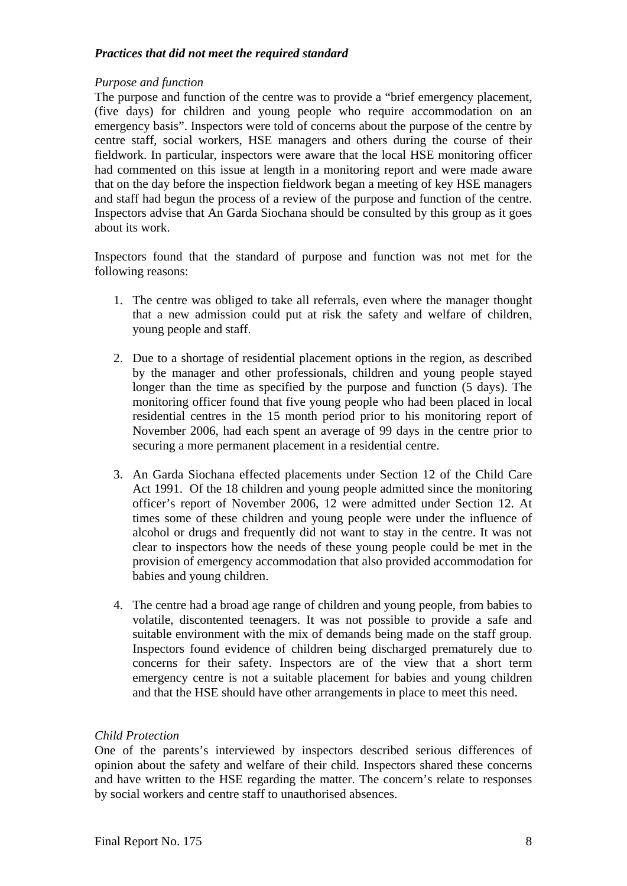***Practices that did not meet the required standard***

*Purpose and function*

The purpose and function of the centre was to provide a "brief emergency placement, (five days) for children and young people who require accommodation on an emergency basis". Inspectors were told of concerns about the purpose of the centre by centre staff, social workers, HSE managers and others during the course of their fieldwork. In particular, inspectors were aware that the local HSE monitoring officer had commented on this issue at length in a monitoring report and were made aware that on the day before the inspection fieldwork began a meeting of key HSE managers and staff had begun the process of a review of the purpose and function of the centre. Inspectors advise that An Garda Siochana should be consulted by this group as it goes about its work.

Inspectors found that the standard of purpose and function was not met for the following reasons:

1. The centre was obliged to take all referrals, even where the manager thought that a new admission could put at risk the safety and welfare of children, young people and staff.

2. Due to a shortage of residential placement options in the region, as described by the manager and other professionals, children and young people stayed longer than the time as specified by the purpose and function (5 days). The monitoring officer found that five young people who had been placed in local residential centres in the 15 month period prior to his monitoring report of November 2006, had each spent an average of 99 days in the centre prior to securing a more permanent placement in a residential centre.

3. An Garda Siochana effected placements under Section 12 of the Child Care Act 1991. Of the 18 children and young people admitted since the monitoring officer's report of November 2006, 12 were admitted under Section 12. At times some of these children and young people were under the influence of alcohol or drugs and frequently did not want to stay in the centre. It was not clear to inspectors how the needs of these young people could be met in the provision of emergency accommodation that also provided accommodation for babies and young children.

4. The centre had a broad age range of children and young people, from babies to volatile, discontented teenagers. It was not possible to provide a safe and suitable environment with the mix of demands being made on the staff group. Inspectors found evidence of children being discharged prematurely due to concerns for their safety. Inspectors are of the view that a short term emergency centre is not a suitable placement for babies and young children and that the HSE should have other arrangements in place to meet this need.

*Child Protection*

One of the parents's interviewed by inspectors described serious differences of opinion about the safety and welfare of their child. Inspectors shared these concerns and have written to the HSE regarding the matter. The concern's relate to responses by social workers and centre staff to unauthorised absences.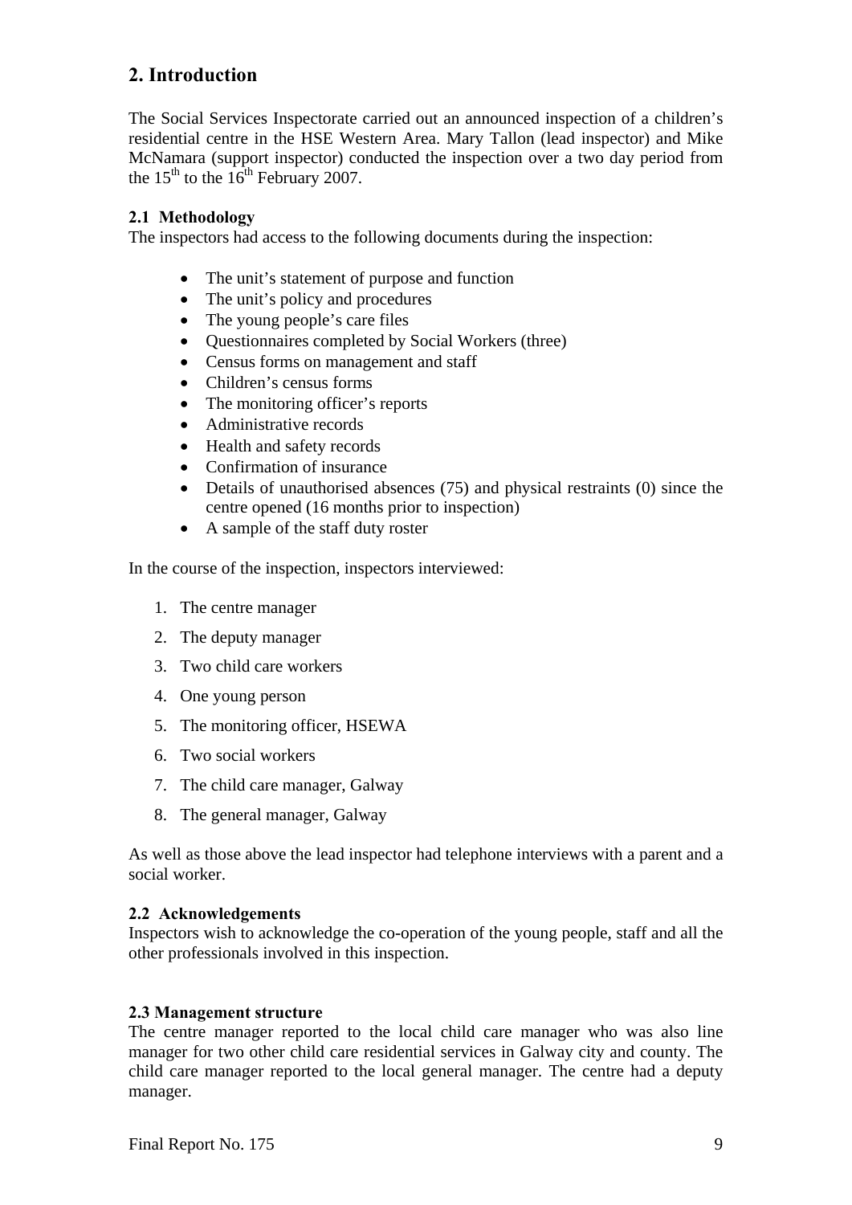## 2. Introduction

The Social Services Inspectorate carried out an announced inspection of a children's residential centre in the HSE Western Area. Mary Tallon (lead inspector) and Mike McNamara (support inspector) conducted the inspection over a two day period from the 15th to the 16th February 2007.

### 2.1 Methodology

The inspectors had access to the following documents during the inspection:

- The unit's statement of purpose and function
- The unit's policy and procedures
- The young people's care files
- Questionnaires completed by Social Workers (three)
- Census forms on management and staff
- Children's census forms
- The monitoring officer's reports
- Administrative records
- Health and safety records
- Confirmation of insurance
- Details of unauthorised absences (75) and physical restraints (0) since the centre opened (16 months prior to inspection)
- A sample of the staff duty roster

In the course of the inspection, inspectors interviewed:

1. The centre manager
2. The deputy manager
3. Two child care workers
4. One young person
5. The monitoring officer, HSEWA
6. Two social workers
7. The child care manager, Galway
8. The general manager, Galway

As well as those above the lead inspector had telephone interviews with a parent and a social worker.

### 2.2 Acknowledgements

Inspectors wish to acknowledge the co-operation of the young people, staff and all the other professionals involved in this inspection.

### 2.3 Management structure

The centre manager reported to the local child care manager who was also line manager for two other child care residential services in Galway city and county. The child care manager reported to the local general manager. The centre had a deputy manager.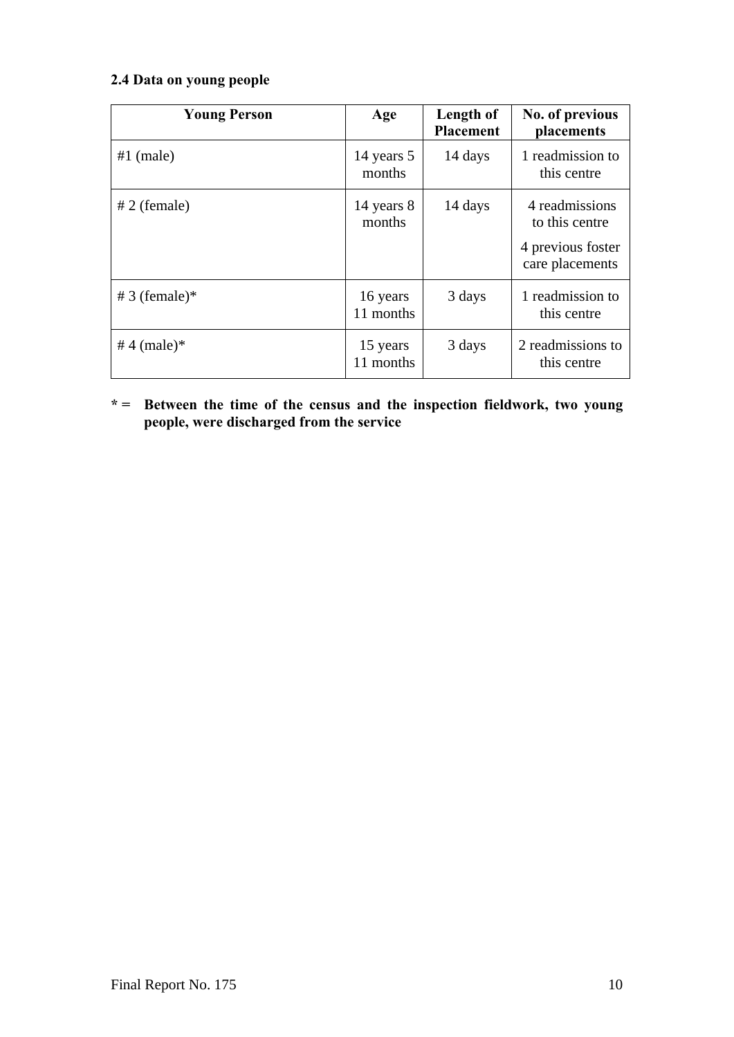### 2.4 Data on young people

| Young Person | Age | Length of Placement | No. of previous placements |
|---|---|---|---|
| #1 (male) | 14 years 5 months | 14 days | 1 readmission to this centre |
| # 2 (female) | 14 years 8 months | 14 days | 4 readmissions to this centre<br>4 previous foster care placements |
| # 3 (female)* | 16 years 11 months | 3 days | 1 readmission to this centre |
| # 4 (male)* | 15 years 11 months | 3 days | 2 readmissions to this centre |

**\* = Between the time of the census and the inspection fieldwork, two young people, were discharged from the service**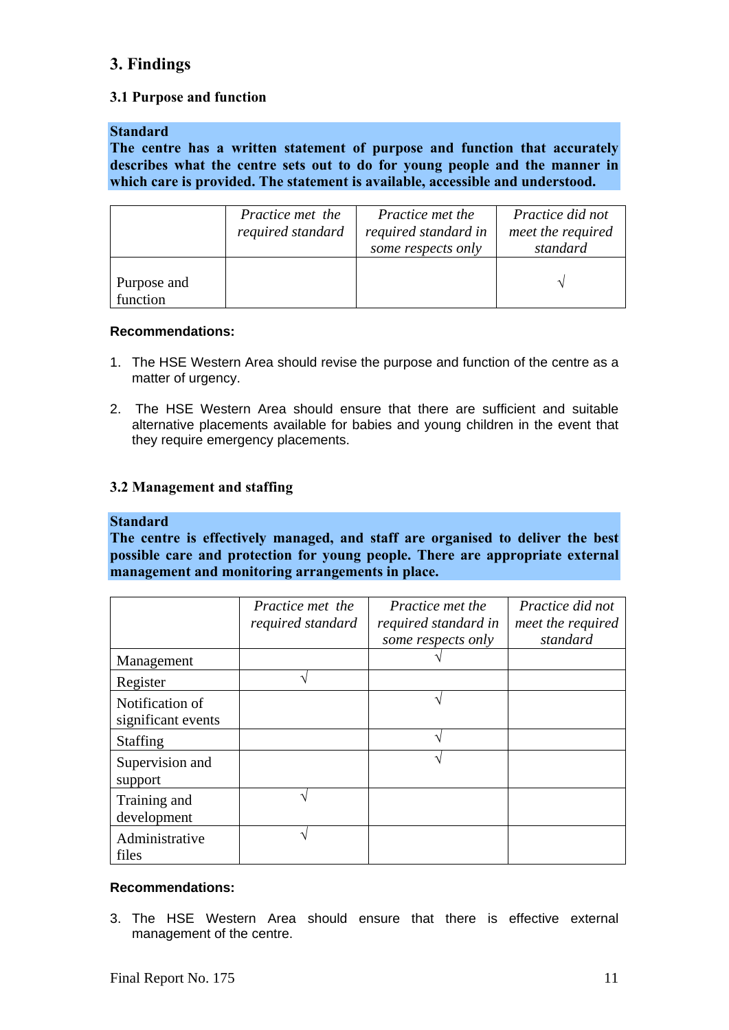## 3. Findings

### 3.1 Purpose and function

**Standard**
**The centre has a written statement of purpose and function that accurately describes what the centre sets out to do for young people and the manner in which care is provided. The statement is available, accessible and understood.**

| | *Practice met the required standard* | *Practice met the required standard in some respects only* | *Practice did not meet the required standard* |
|---|---|---|---|
| Purpose and function | | | √ |

**Recommendations:**

1. The HSE Western Area should revise the purpose and function of the centre as a matter of urgency.

2. The HSE Western Area should ensure that there are sufficient and suitable alternative placements available for babies and young children in the event that they require emergency placements.

### 3.2 Management and staffing

**Standard**
**The centre is effectively managed, and staff are organised to deliver the best possible care and protection for young people. There are appropriate external management and monitoring arrangements in place.**

| | *Practice met the required standard* | *Practice met the required standard in some respects only* | *Practice did not meet the required standard* |
|---|---|---|---|
| Management | | √ | |
| Register | √ | | |
| Notification of significant events | | √ | |
| Staffing | | √ | |
| Supervision and support | | √ | |
| Training and development | √ | | |
| Administrative files | √ | | |

**Recommendations:**

3. The HSE Western Area should ensure that there is effective external management of the centre.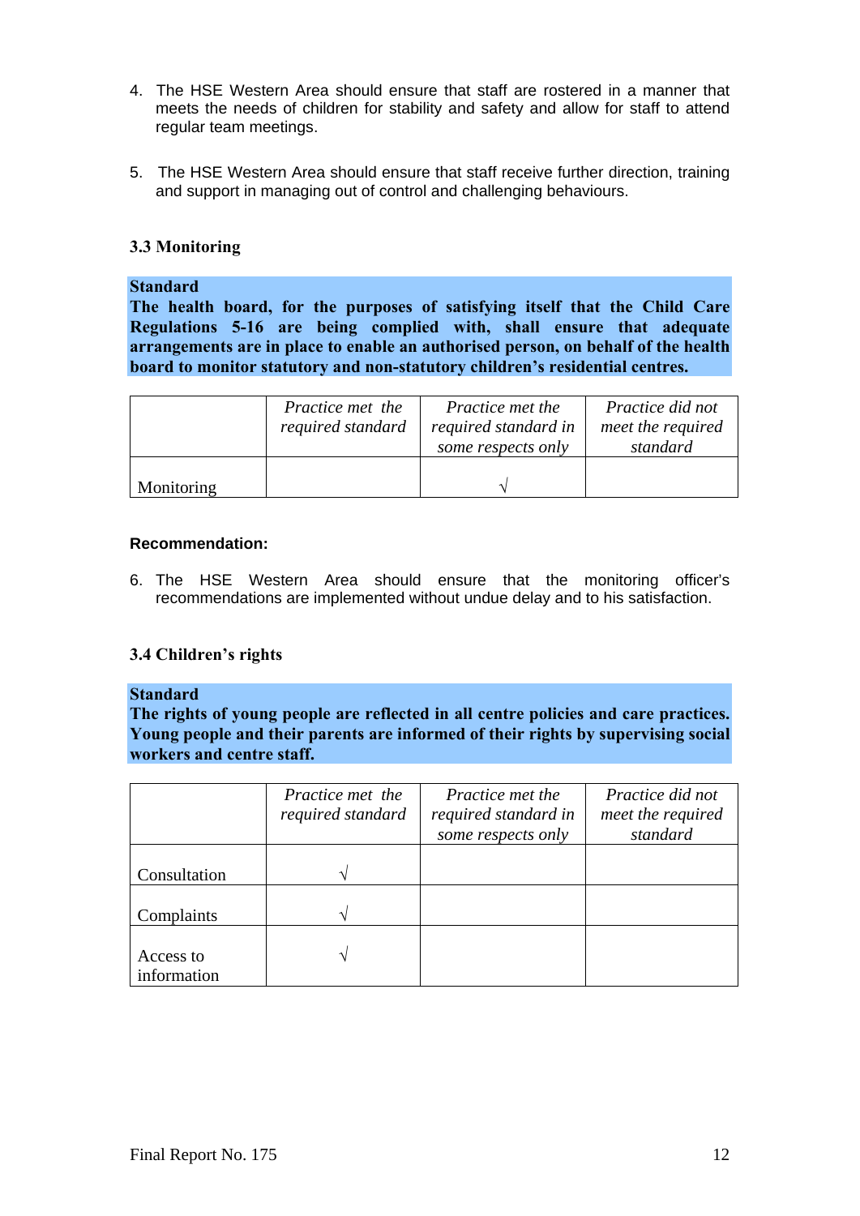4. The HSE Western Area should ensure that staff are rostered in a manner that meets the needs of children for stability and safety and allow for staff to attend regular team meetings.

5. The HSE Western Area should ensure that staff receive further direction, training and support in managing out of control and challenging behaviours.

### 3.3 Monitoring

**Standard**
**The health board, for the purposes of satisfying itself that the Child Care Regulations 5-16 are being complied with, shall ensure that adequate arrangements are in place to enable an authorised person, on behalf of the health board to monitor statutory and non-statutory children's residential centres.**

| | *Practice met the required standard* | *Practice met the required standard in some respects only* | *Practice did not meet the required standard* |
|---|---|---|---|
| Monitoring | | √ | |

**Recommendation:**

6. The HSE Western Area should ensure that the monitoring officer's recommendations are implemented without undue delay and to his satisfaction.

### 3.4 Children's rights

**Standard**
**The rights of young people are reflected in all centre policies and care practices. Young people and their parents are informed of their rights by supervising social workers and centre staff.**

| | *Practice met the required standard* | *Practice met the required standard in some respects only* | *Practice did not meet the required standard* |
|---|---|---|---|
| Consultation | √ | | |
| Complaints | √ | | |
| Access to information | √ | | |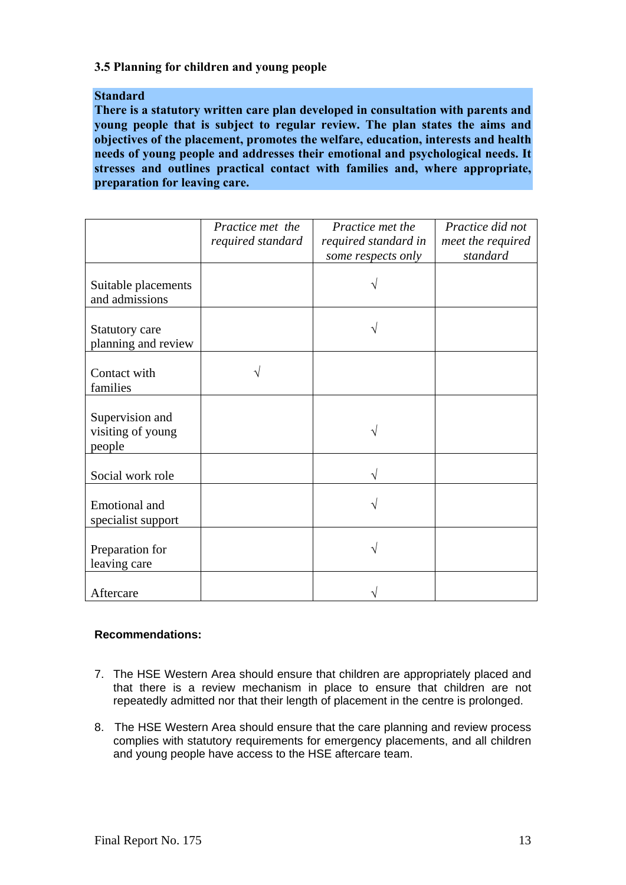### 3.5 Planning for children and young people

**Standard**
**There is a statutory written care plan developed in consultation with parents and young people that is subject to regular review. The plan states the aims and objectives of the placement, promotes the welfare, education, interests and health needs of young people and addresses their emotional and psychological needs. It stresses and outlines practical contact with families and, where appropriate, preparation for leaving care.**

| | *Practice met the required standard* | *Practice met the required standard in some respects only* | *Practice did not meet the required standard* |
|---|---|---|---|
| Suitable placements and admissions | | √ | |
| Statutory care planning and review | | √ | |
| Contact with families | √ | | |
| Supervision and visiting of young people | | √ | |
| Social work role | | √ | |
| Emotional and specialist support | | √ | |
| Preparation for leaving care | | √ | |
| Aftercare | | √ | |

**Recommendations:**

7. The HSE Western Area should ensure that children are appropriately placed and that there is a review mechanism in place to ensure that children are not repeatedly admitted nor that their length of placement in the centre is prolonged.

8. The HSE Western Area should ensure that the care planning and review process complies with statutory requirements for emergency placements, and all children and young people have access to the HSE aftercare team.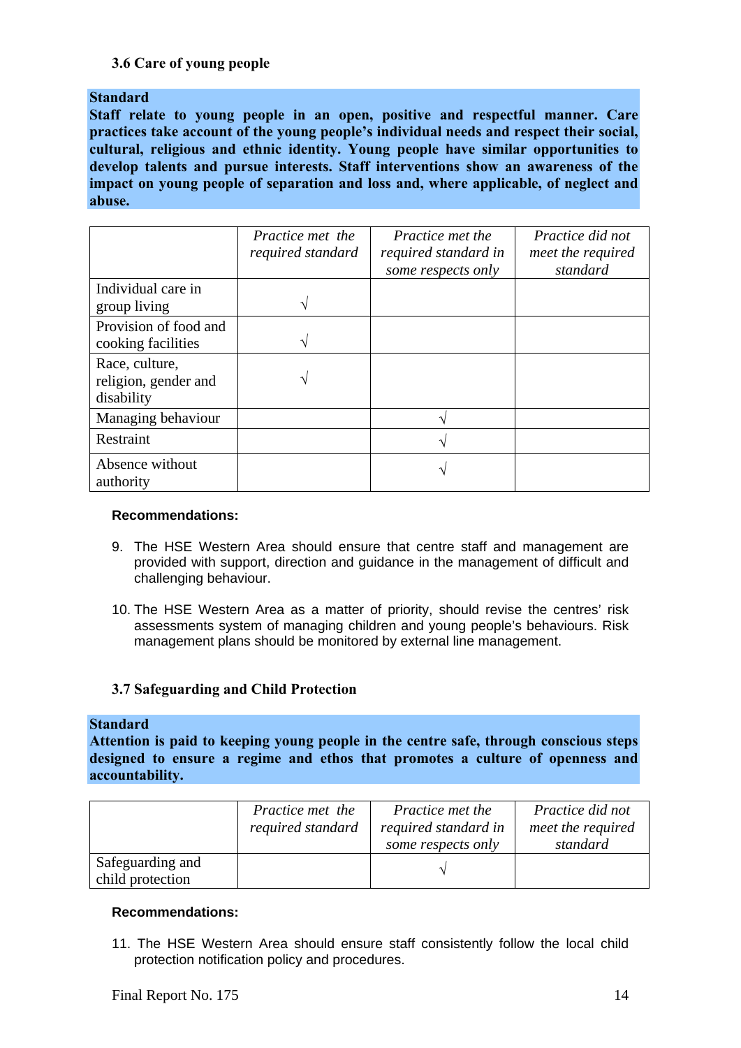### 3.6 Care of young people

**Standard**
**Staff relate to young people in an open, positive and respectful manner. Care practices take account of the young people's individual needs and respect their social, cultural, religious and ethnic identity. Young people have similar opportunities to develop talents and pursue interests. Staff interventions show an awareness of the impact on young people of separation and loss and, where applicable, of neglect and abuse.**

| | *Practice met the required standard* | *Practice met the required standard in some respects only* | *Practice did not meet the required standard* |
|---|---|---|---|
| Individual care in group living | √ | | |
| Provision of food and cooking facilities | √ | | |
| Race, culture, religion, gender and disability | √ | | |
| Managing behaviour | | √ | |
| Restraint | | √ | |
| Absence without authority | | √ | |

**Recommendations:**

9. The HSE Western Area should ensure that centre staff and management are provided with support, direction and guidance in the management of difficult and challenging behaviour.

10. The HSE Western Area as a matter of priority, should revise the centres' risk assessments system of managing children and young people's behaviours. Risk management plans should be monitored by external line management.

### 3.7 Safeguarding and Child Protection

**Standard**
**Attention is paid to keeping young people in the centre safe, through conscious steps designed to ensure a regime and ethos that promotes a culture of openness and accountability.**

| | *Practice met the required standard* | *Practice met the required standard in some respects only* | *Practice did not meet the required standard* |
|---|---|---|---|
| Safeguarding and child protection | | √ | |

**Recommendations:**

11. The HSE Western Area should ensure staff consistently follow the local child protection notification policy and procedures.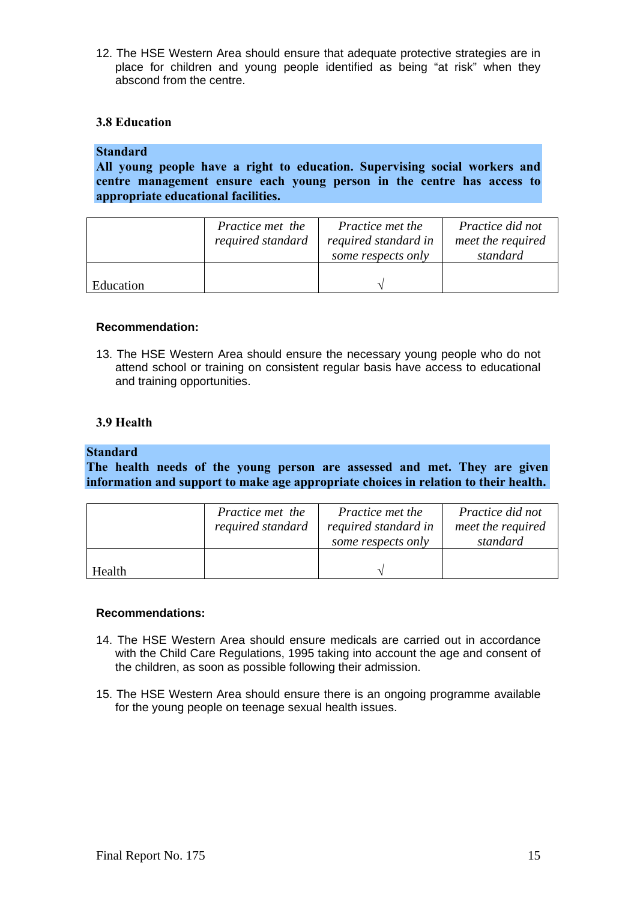12. The HSE Western Area should ensure that adequate protective strategies are in place for children and young people identified as being “at risk” when they abscond from the centre.

### 3.8 Education

**Standard**
**All young people have a right to education. Supervising social workers and centre management ensure each young person in the centre has access to appropriate educational facilities.**

| | *Practice met the required standard* | *Practice met the required standard in some respects only* | *Practice did not meet the required standard* |
|---|---|---|---|
| Education | | √ | |

**Recommendation:**

13. The HSE Western Area should ensure the necessary young people who do not attend school or training on consistent regular basis have access to educational and training opportunities.

### 3.9 Health

**Standard**
**The health needs of the young person are assessed and met. They are given information and support to make age appropriate choices in relation to their health.**

| | *Practice met the required standard* | *Practice met the required standard in some respects only* | *Practice did not meet the required standard* |
|---|---|---|---|
| Health | | √ | |

**Recommendations:**

14. The HSE Western Area should ensure medicals are carried out in accordance with the Child Care Regulations, 1995 taking into account the age and consent of the children, as soon as possible following their admission.

15. The HSE Western Area should ensure there is an ongoing programme available for the young people on teenage sexual health issues.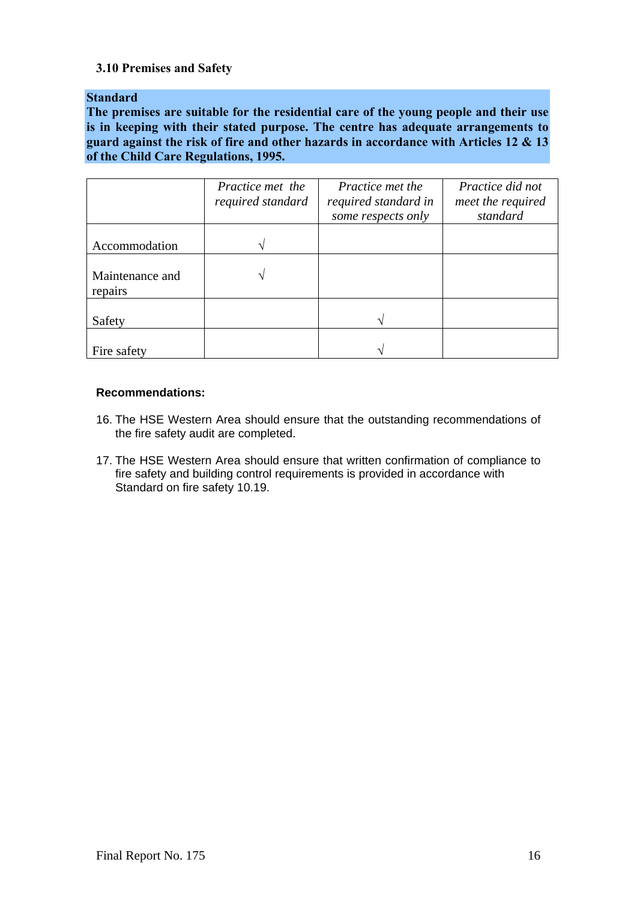### 3.10 Premises and Safety

**Standard**
**The premises are suitable for the residential care of the young people and their use is in keeping with their stated purpose. The centre has adequate arrangements to guard against the risk of fire and other hazards in accordance with Articles 12 & 13 of the Child Care Regulations, 1995.**

| | *Practice met the required standard* | *Practice met the required standard in some respects only* | *Practice did not meet the required standard* |
|---|---|---|---|
| Accommodation | √ | | |
| Maintenance and repairs | √ | | |
| Safety | | √ | |
| Fire safety | | √ | |

**Recommendations:**

16. The HSE Western Area should ensure that the outstanding recommendations of the fire safety audit are completed.
17. The HSE Western Area should ensure that written confirmation of compliance to fire safety and building control requirements is provided in accordance with Standard on fire safety 10.19.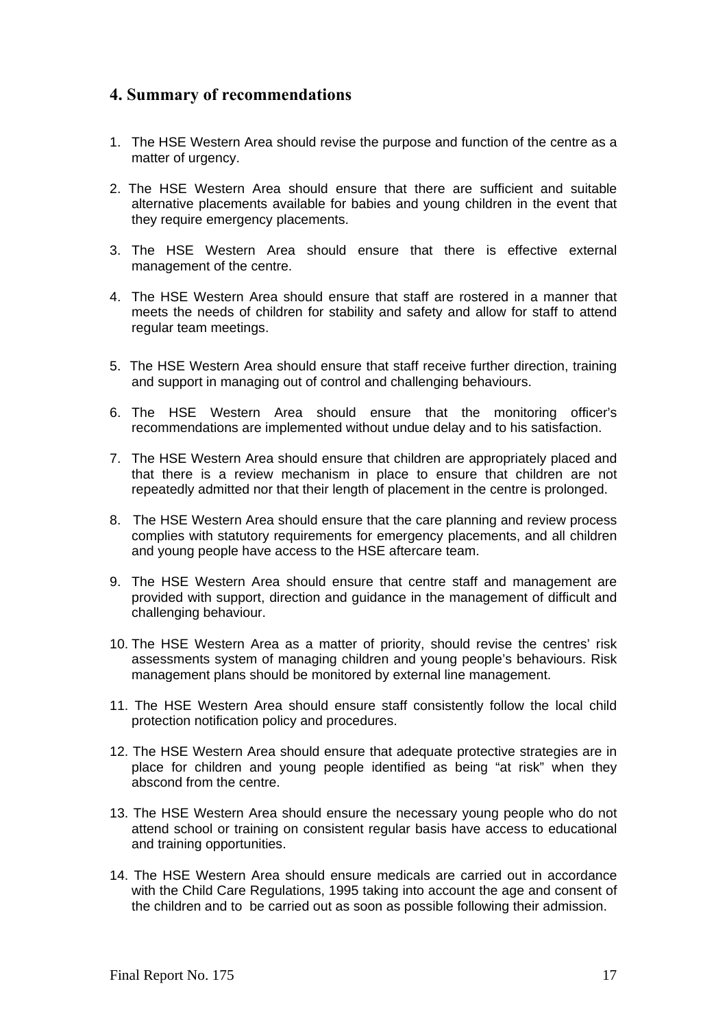## 4. Summary of recommendations

1. The HSE Western Area should revise the purpose and function of the centre as a matter of urgency.

2. The HSE Western Area should ensure that there are sufficient and suitable alternative placements available for babies and young children in the event that they require emergency placements.

3. The HSE Western Area should ensure that there is effective external management of the centre.

4. The HSE Western Area should ensure that staff are rostered in a manner that meets the needs of children for stability and safety and allow for staff to attend regular team meetings.

5. The HSE Western Area should ensure that staff receive further direction, training and support in managing out of control and challenging behaviours.

6. The HSE Western Area should ensure that the monitoring officer's recommendations are implemented without undue delay and to his satisfaction.

7. The HSE Western Area should ensure that children are appropriately placed and that there is a review mechanism in place to ensure that children are not repeatedly admitted nor that their length of placement in the centre is prolonged.

8. The HSE Western Area should ensure that the care planning and review process complies with statutory requirements for emergency placements, and all children and young people have access to the HSE aftercare team.

9. The HSE Western Area should ensure that centre staff and management are provided with support, direction and guidance in the management of difficult and challenging behaviour.

10. The HSE Western Area as a matter of priority, should revise the centres' risk assessments system of managing children and young people's behaviours. Risk management plans should be monitored by external line management.

11. The HSE Western Area should ensure staff consistently follow the local child protection notification policy and procedures.

12. The HSE Western Area should ensure that adequate protective strategies are in place for children and young people identified as being "at risk" when they abscond from the centre.

13. The HSE Western Area should ensure the necessary young people who do not attend school or training on consistent regular basis have access to educational and training opportunities.

14. The HSE Western Area should ensure medicals are carried out in accordance with the Child Care Regulations, 1995 taking into account the age and consent of the children and to be carried out as soon as possible following their admission.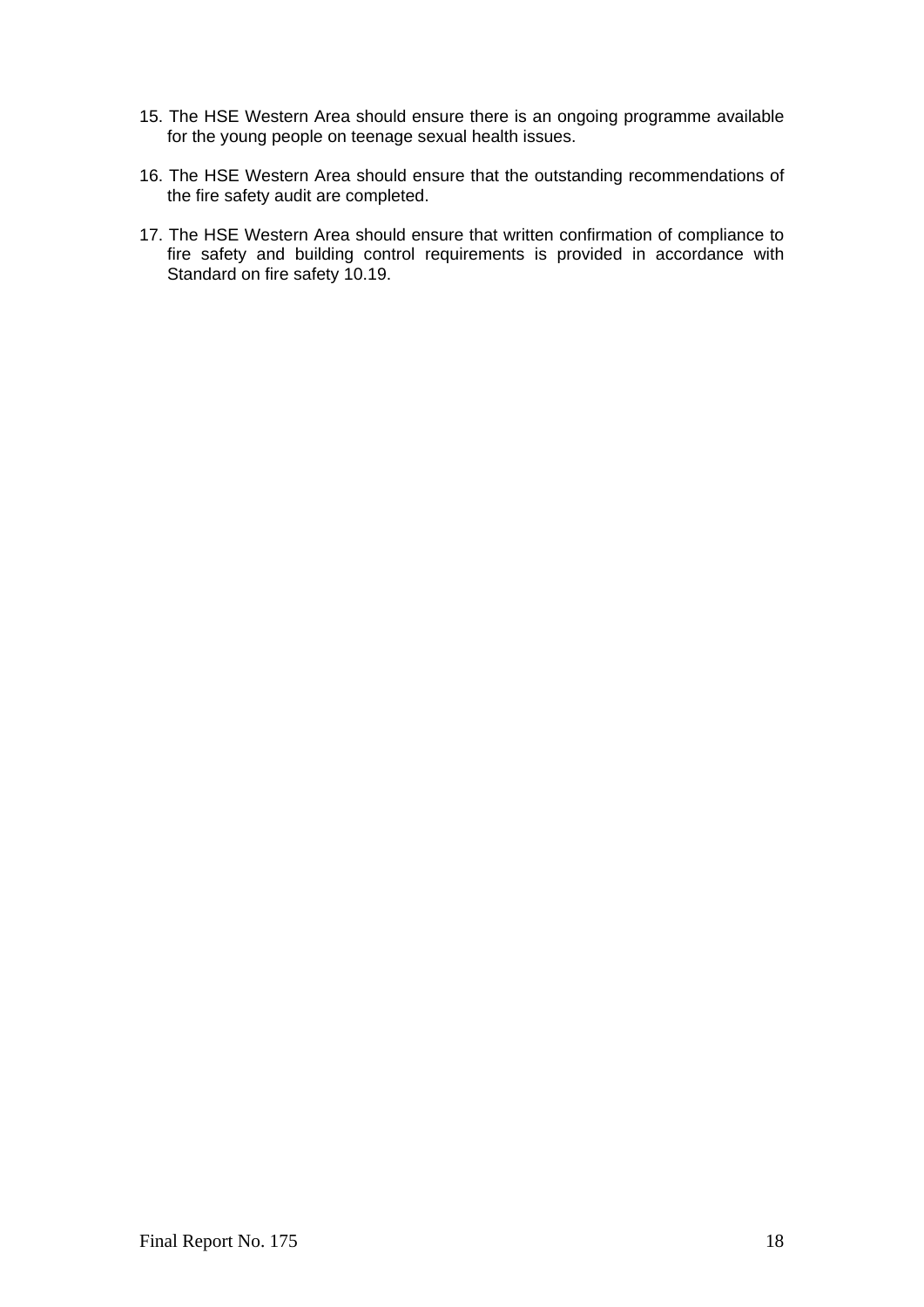15. The HSE Western Area should ensure there is an ongoing programme available for the young people on teenage sexual health issues.

16. The HSE Western Area should ensure that the outstanding recommendations of the fire safety audit are completed.

17. The HSE Western Area should ensure that written confirmation of compliance to fire safety and building control requirements is provided in accordance with Standard on fire safety 10.19.